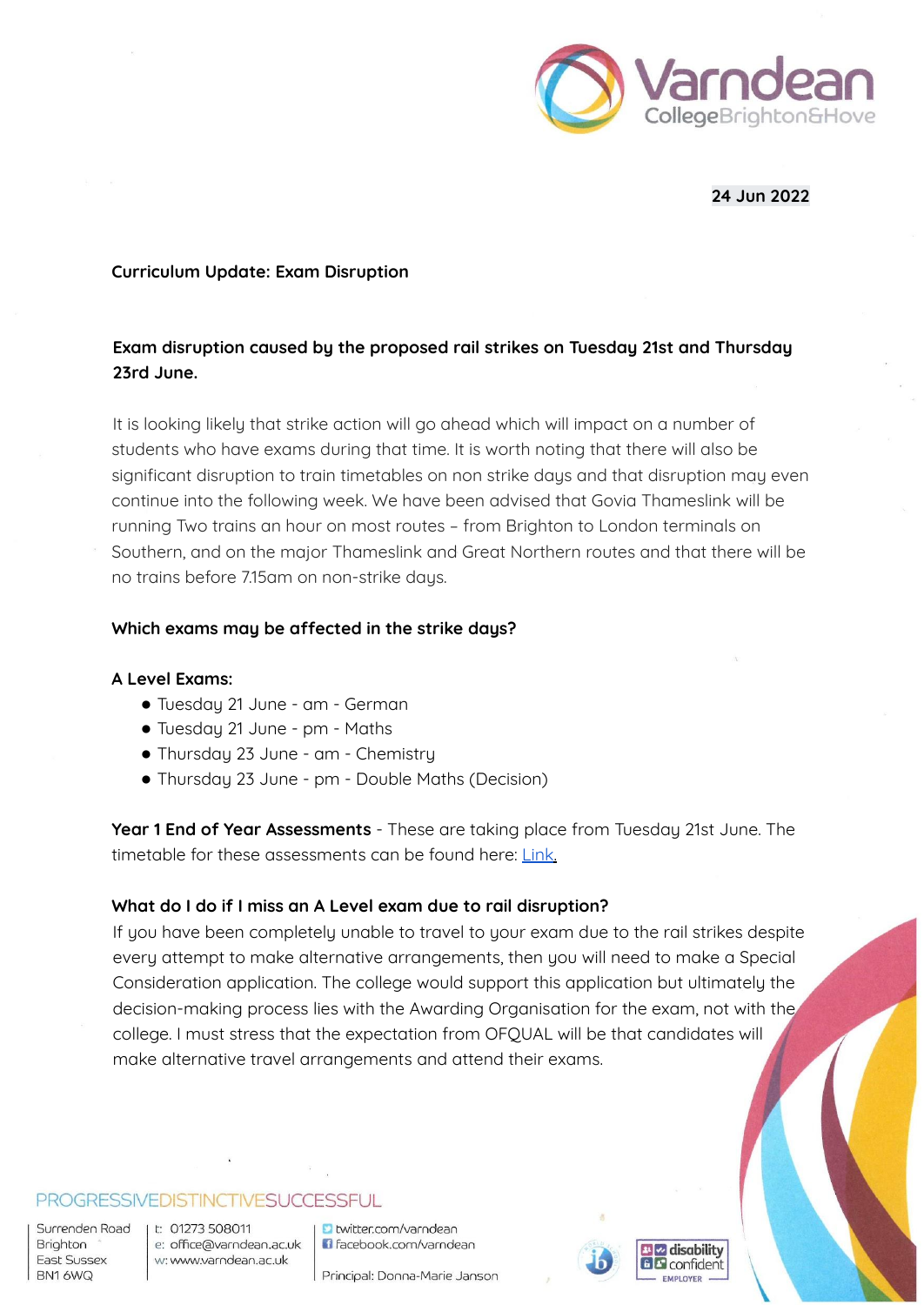24 Jun 2022

**Curriculum Update: Exam Disruption**

**Exam disruption caused by the proposed rail strikes on Tuesday 21st and Thursday 23rd June.**

It is looking likely that strike action will go ahead which will impact on a number of students who have exams during that time. It is worth noting that there will also be significant disruption to train timetables on non strike days and that disruption may even continue into the following week. We have been advised that Govia Thameslink will be running Two trains an hour on most routes – from Brighton to London terminals on Southern, and on the major Thameslink and Great Northern routes and that there will be no trains before 7.15am on non-strike days.

**Which exams may be affected in the strike days?**

**A Level Exams:**

- Tuesday 21 June - am - German
- Tuesday 21 June - pm - Maths
- Thursday 23 June - am - Chemistry
- Thursday 23 June - pm - Double Maths (Decision)

**Year 1 End of Year Assessments** - These are taking place from Tuesday 21st June. The timetable for these assessments can be found here: Link.

**What do I do if I miss an A Level exam due to rail disruption?**

If you have been completely unable to travel to your exam due to the rail strikes despite every attempt to make alternative arrangements, then you will need to make a Special Consideration application. The college would support this application but ultimately the decision-making process lies with the Awarding Organisation for the exam, not with the college. I must stress that the expectation from OFQUAL will be that candidates will make alternative travel arrangements and attend their exams.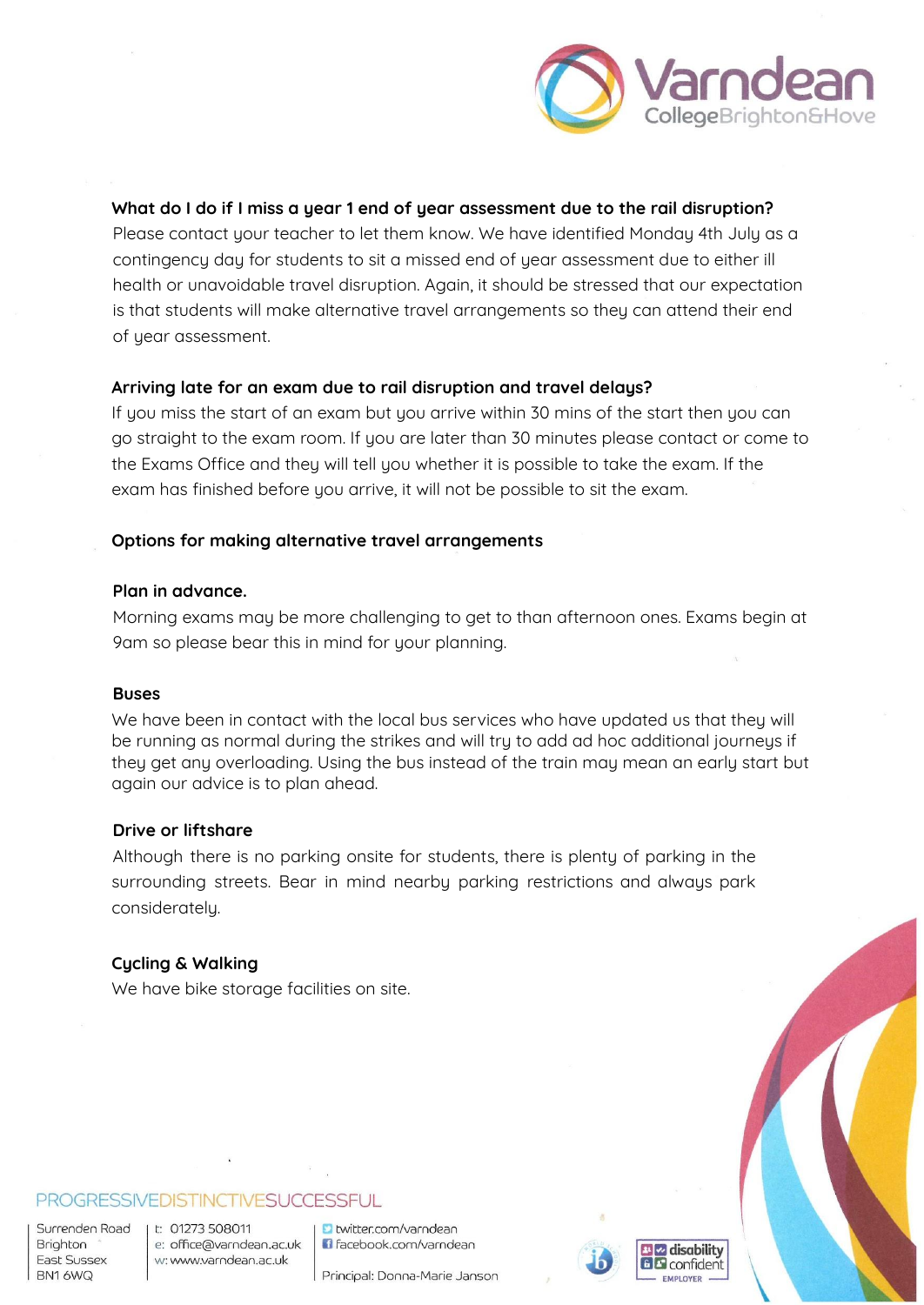**What do I do if I miss a year 1 end of year assessment due to the rail disruption?**

Please contact your teacher to let them know. We have identified Monday 4th July as a contingency day for students to sit a missed end of year assessment due to either ill health or unavoidable travel disruption. Again, it should be stressed that our expectation is that students will make alternative travel arrangements so they can attend their end of year assessment.

**Arriving late for an exam due to rail disruption and travel delays?**

If you miss the start of an exam but you arrive within 30 mins of the start then you can go straight to the exam room. If you are later than 30 minutes please contact or come to the Exams Office and they will tell you whether it is possible to take the exam. If the exam has finished before you arrive, it will not be possible to sit the exam.

**Options for making alternative travel arrangements**

**Plan in advance.**

Morning exams may be more challenging to get to than afternoon ones. Exams begin at 9am so please bear this in mind for your planning.

**Buses**

We have been in contact with the local bus services who have updated us that they will be running as normal during the strikes and will try to add ad hoc additional journeys if they get any overloading. Using the bus instead of the train may mean an early start but again our advice is to plan ahead.

**Drive or liftshare**

Although there is no parking onsite for students, there is plenty of parking in the surrounding streets. Bear in mind nearby parking restrictions and always park considerately.

**Cycling & Walking**

We have bike storage facilities on site.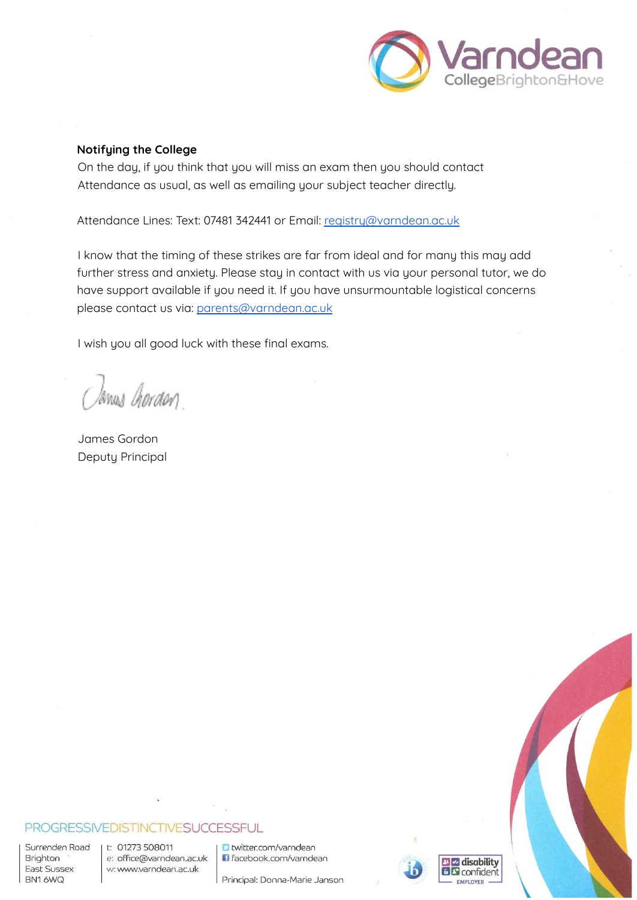**Notifying the College**

On the day, if you think that you will miss an exam then you should contact Attendance as usual, as well as emailing your subject teacher directly.

Attendance Lines: Text: 07481 342441 or Email: registry@varndean.ac.uk

I know that the timing of these strikes are far from ideal and for many this may add further stress and anxiety. Please stay in contact with us via your personal tutor, we do have support available if you need it. If you have unsurmountable logistical concerns please contact us via: parents@varndean.ac.uk

I wish you all good luck with these final exams.

James Gordon

James Gordon
Deputy Principal